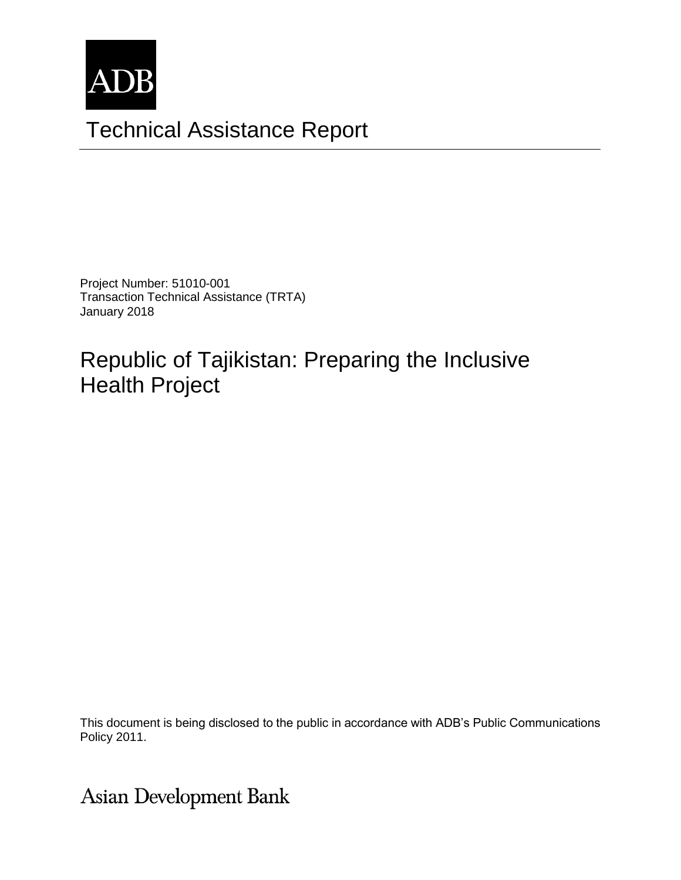ADB

# Technical Assistance Report

Project Number: 51010-001
Transaction Technical Assistance (TRTA)
January 2018

## Republic of Tajikistan: Preparing the Inclusive Health Project

This document is being disclosed to the public in accordance with ADB's Public Communications Policy 2011.

Asian Development Bank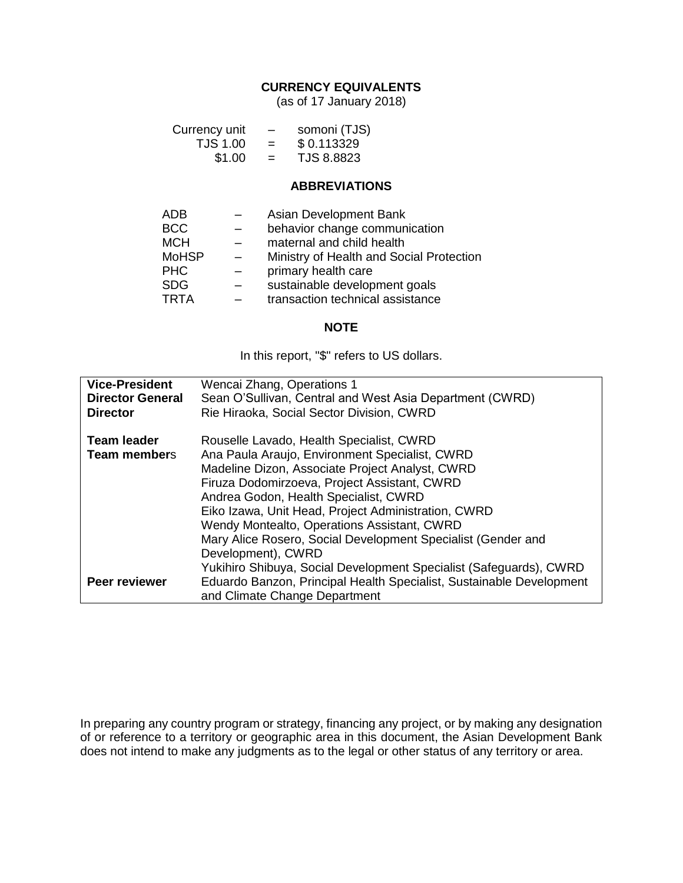## CURRENCY EQUIVALENTS

(as of 17 January 2018)

| | | |
|---|---|---|
| Currency unit | – | somoni (TJS) |
| TJS 1.00 | = | $ 0.113329 |
| $1.00 | = | TJS 8.8823 |

## ABBREVIATIONS

| | | |
|---|---|---|
| ADB | – | Asian Development Bank |
| BCC | – | behavior change communication |
| MCH | – | maternal and child health |
| MoHSP | – | Ministry of Health and Social Protection |
| PHC | – | primary health care |
| SDG | – | sustainable development goals |
| TRTA | – | transaction technical assistance |

## NOTE

In this report, "$" refers to US dollars.

| | |
|---|---|
| **Vice-President** | Wencai Zhang, Operations 1 |
| **Director General** | Sean O'Sullivan, Central and West Asia Department (CWRD) |
| **Director** | Rie Hiraoka, Social Sector Division, CWRD |
| | |
| **Team leader** | Rouselle Lavado, Health Specialist, CWRD |
| **Team members** | Ana Paula Araujo, Environment Specialist, CWRD |
| | Madeline Dizon, Associate Project Analyst, CWRD |
| | Firuza Dodomirzoeva, Project Assistant, CWRD |
| | Andrea Godon, Health Specialist, CWRD |
| | Eiko Izawa, Unit Head, Project Administration, CWRD |
| | Wendy Montealto, Operations Assistant, CWRD |
| | Mary Alice Rosero, Social Development Specialist (Gender and Development), CWRD |
| | Yukihiro Shibuya, Social Development Specialist (Safeguards), CWRD |
| **Peer reviewer** | Eduardo Banzon, Principal Health Specialist, Sustainable Development and Climate Change Department |

In preparing any country program or strategy, financing any project, or by making any designation of or reference to a territory or geographic area in this document, the Asian Development Bank does not intend to make any judgments as to the legal or other status of any territory or area.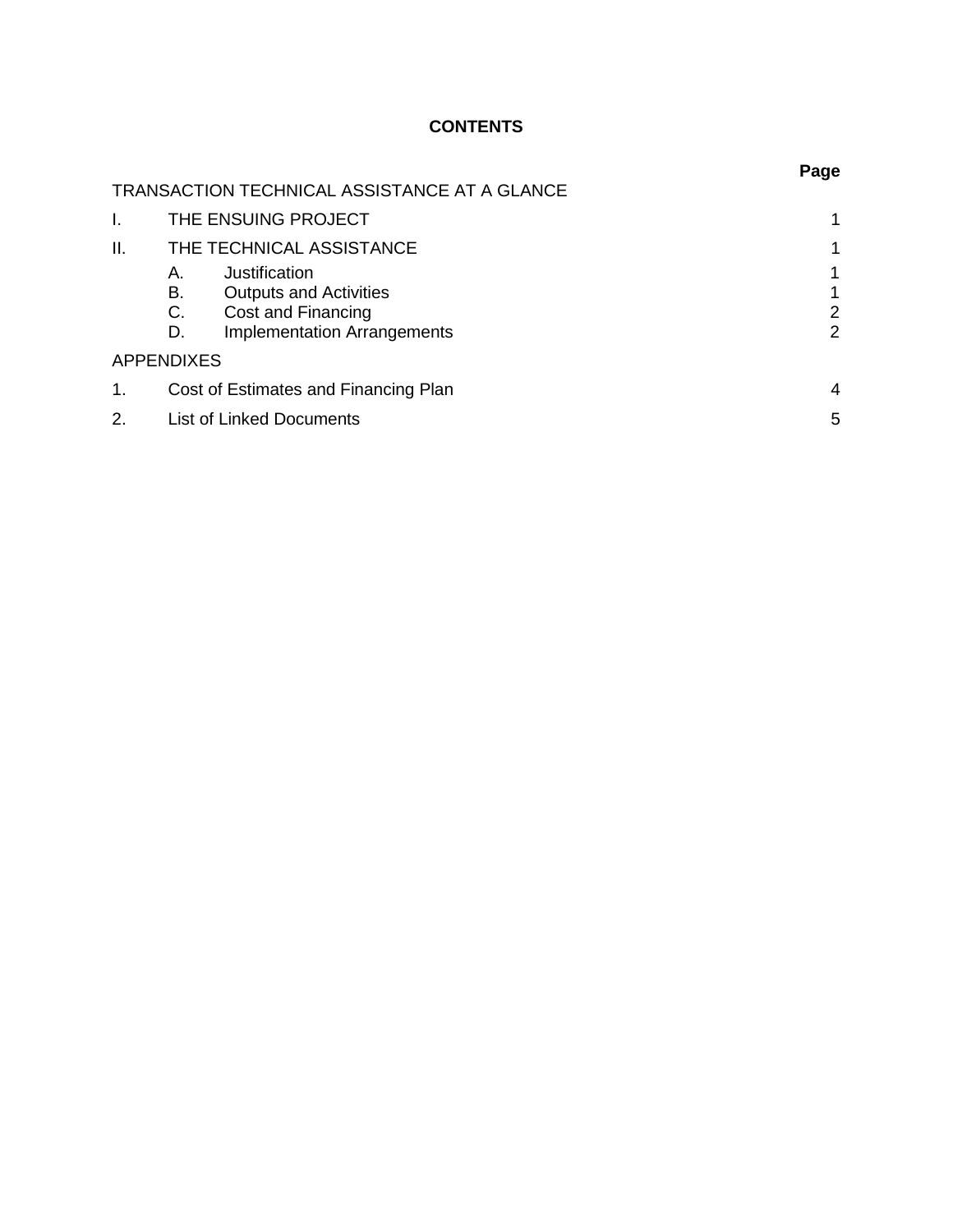**CONTENTS**

| | | Page |
|---|---|---|
| TRANSACTION TECHNICAL ASSISTANCE AT A GLANCE | | |
| I. | THE ENSUING PROJECT | 1 |
| II. | THE TECHNICAL ASSISTANCE | 1 |
| | A. Justification | 1 |
| | B. Outputs and Activities | 1 |
| | C. Cost and Financing | 2 |
| | D. Implementation Arrangements | 2 |
| APPENDIXES | | |
| 1. | Cost of Estimates and Financing Plan | 4 |
| 2. | List of Linked Documents | 5 |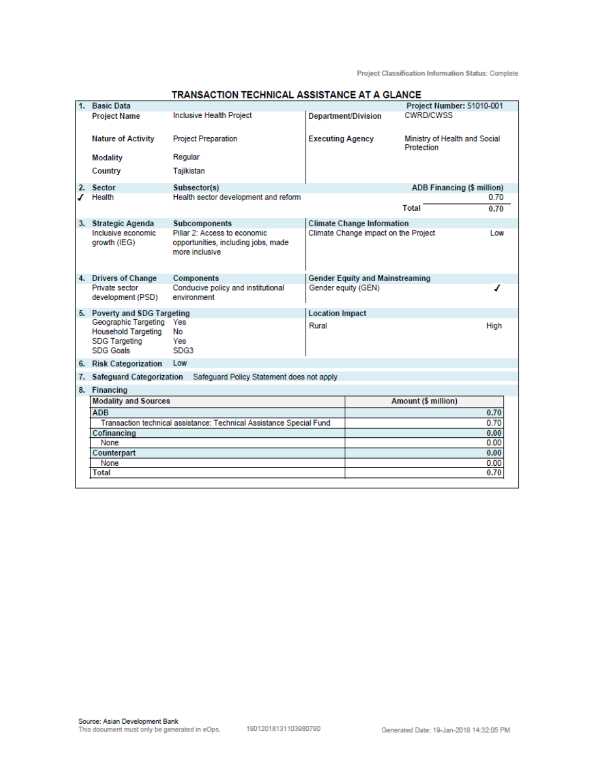Project Classification Information Status: Complete

# TRANSACTION TECHNICAL ASSISTANCE AT A GLANCE

**1. Basic Data** — **Project Number: 51010-001**

| | | | |
|---|---|---|---|
| **Project Name** | Inclusive Health Project | **Department/Division** | CWRD/CWSS |
| **Nature of Activity** | Project Preparation | **Executing Agency** | Ministry of Health and Social Protection |
| **Modality** | Regular | | |
| **Country** | Tajikistan | | |

**2. Sector**

| Sector | Subsector(s) | ADB Financing ($ million) |
|---|---|---|
| ✓ Health | Health sector development and reform | 0.70 |
| | **Total** | **0.70** |

**3. Strategic Agenda**

| Strategic Agenda | Subcomponents | Climate Change Information | |
|---|---|---|---|
| Inclusive economic growth (IEG) | Pillar 2: Access to economic opportunities, including jobs, made more inclusive | Climate Change impact on the Project | Low |

**4. Drivers of Change**

| Drivers of Change | Components | Gender Equity and Mainstreaming | |
|---|---|---|---|
| Private sector development (PSD) | Conducive policy and institutional environment | Gender equity (GEN) | ✓ |

**5. Poverty and SDG Targeting**

| Poverty and SDG Targeting | | Location Impact | |
|---|---|---|---|
| Geographic Targeting | Yes | Rural | High |
| Household Targeting | No | | |
| SDG Targeting | Yes | | |
| SDG Goals | SDG3 | | |

**6. Risk Categorization** Low

**7. Safeguard Categorization** Safeguard Policy Statement does not apply

**8. Financing**

| Modality and Sources | Amount ($ million) |
|---|---|
| **ADB** | **0.70** |
| Transaction technical assistance: Technical Assistance Special Fund | 0.70 |
| **Cofinancing** | **0.00** |
| None | 0.00 |
| **Counterpart** | **0.00** |
| None | 0.00 |
| **Total** | **0.70** |

Source: Asian Development Bank
This document must only be generated in eOps. 19012018131103980790 Generated Date: 19-Jan-2018 14:32:05 PM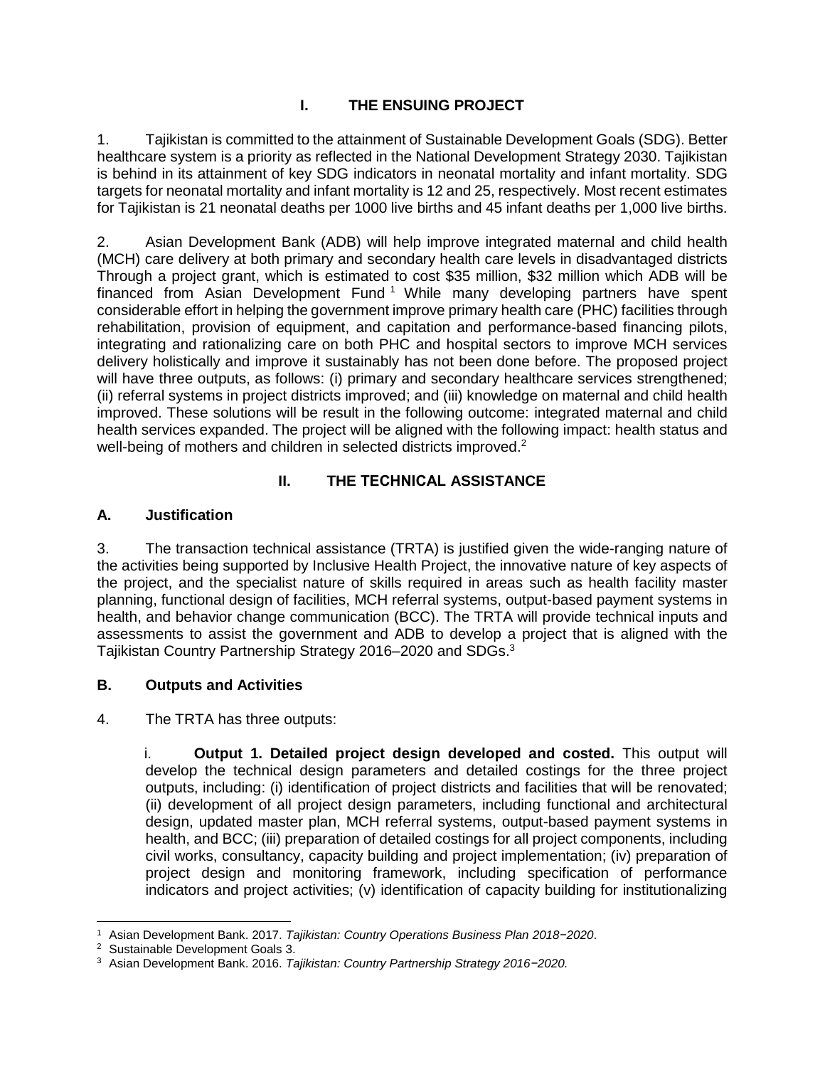# I. THE ENSUING PROJECT

1. Tajikistan is committed to the attainment of Sustainable Development Goals (SDG). Better healthcare system is a priority as reflected in the National Development Strategy 2030. Tajikistan is behind in its attainment of key SDG indicators in neonatal mortality and infant mortality. SDG targets for neonatal mortality and infant mortality is 12 and 25, respectively. Most recent estimates for Tajikistan is 21 neonatal deaths per 1000 live births and 45 infant deaths per 1,000 live births.

2. Asian Development Bank (ADB) will help improve integrated maternal and child health (MCH) care delivery at both primary and secondary health care levels in disadvantaged districts Through a project grant, which is estimated to cost $35 million, $32 million which ADB will be financed from Asian Development Fund [1] While many developing partners have spent considerable effort in helping the government improve primary health care (PHC) facilities through rehabilitation, provision of equipment, and capitation and performance-based financing pilots, integrating and rationalizing care on both PHC and hospital sectors to improve MCH services delivery holistically and improve it sustainably has not been done before. The proposed project will have three outputs, as follows: (i) primary and secondary healthcare services strengthened; (ii) referral systems in project districts improved; and (iii) knowledge on maternal and child health improved. These solutions will be result in the following outcome: integrated maternal and child health services expanded. The project will be aligned with the following impact: health status and well-being of mothers and children in selected districts improved.[2]

# II. THE TECHNICAL ASSISTANCE

## A. Justification

3. The transaction technical assistance (TRTA) is justified given the wide-ranging nature of the activities being supported by Inclusive Health Project, the innovative nature of key aspects of the project, and the specialist nature of skills required in areas such as health facility master planning, functional design of facilities, MCH referral systems, output-based payment systems in health, and behavior change communication (BCC). The TRTA will provide technical inputs and assessments to assist the government and ADB to develop a project that is aligned with the Tajikistan Country Partnership Strategy 2016–2020 and SDGs.[3]

## B. Outputs and Activities

4. The TRTA has three outputs:

i. **Output 1. Detailed project design developed and costed.** This output will develop the technical design parameters and detailed costings for the three project outputs, including: (i) identification of project districts and facilities that will be renovated; (ii) development of all project design parameters, including functional and architectural design, updated master plan, MCH referral systems, output-based payment systems in health, and BCC; (iii) preparation of detailed costings for all project components, including civil works, consultancy, capacity building and project implementation; (iv) preparation of project design and monitoring framework, including specification of performance indicators and project activities; (v) identification of capacity building for institutionalizing

---

[1] Asian Development Bank. 2017. *Tajikistan: Country Operations Business Plan 2018−2020*.

[2] Sustainable Development Goals 3.

[3] Asian Development Bank. 2016. *Tajikistan: Country Partnership Strategy 2016−2020.*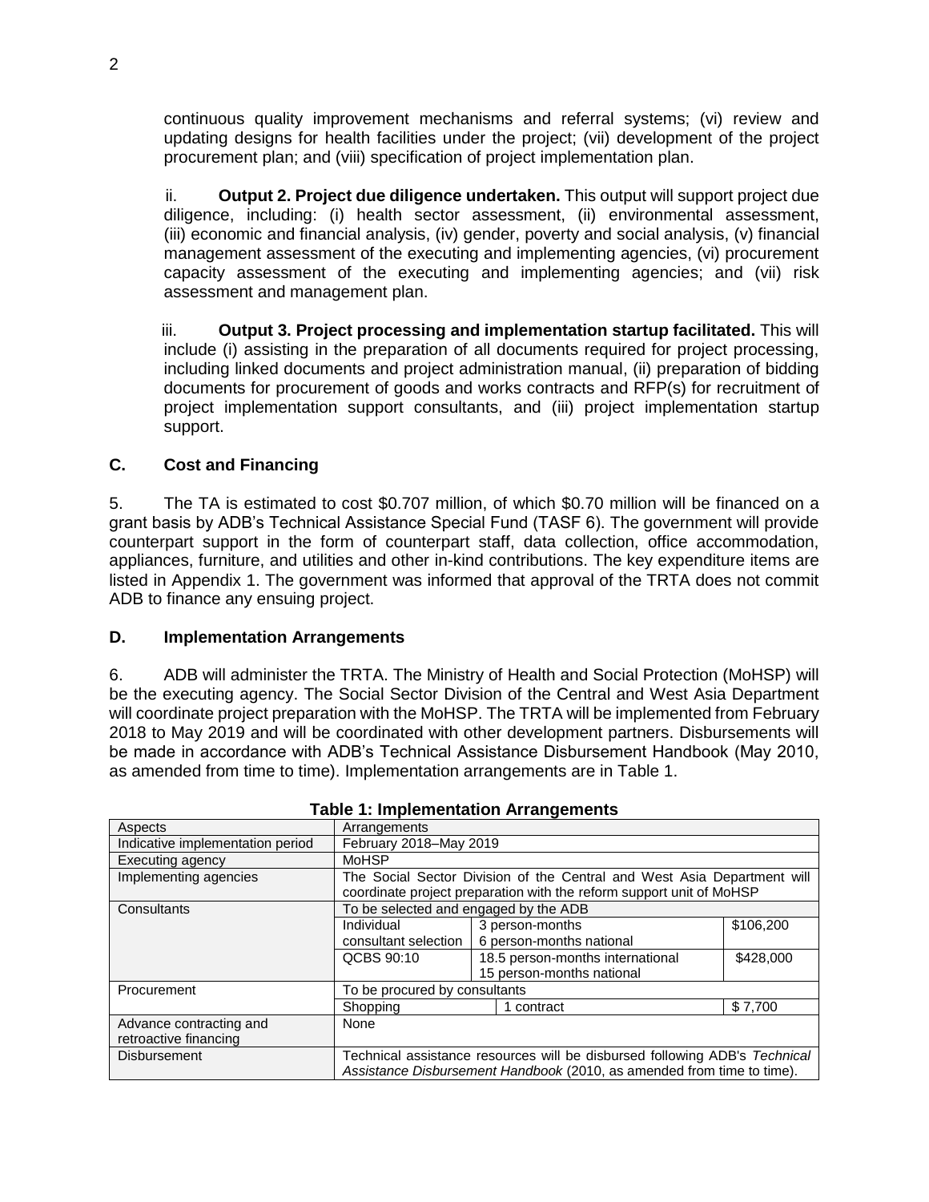continuous quality improvement mechanisms and referral systems; (vi) review and updating designs for health facilities under the project; (vii) development of the project procurement plan; and (viii) specification of project implementation plan.

ii. **Output 2. Project due diligence undertaken.** This output will support project due diligence, including: (i) health sector assessment, (ii) environmental assessment, (iii) economic and financial analysis, (iv) gender, poverty and social analysis, (v) financial management assessment of the executing and implementing agencies, (vi) procurement capacity assessment of the executing and implementing agencies; and (vii) risk assessment and management plan.

iii. **Output 3. Project processing and implementation startup facilitated.** This will include (i) assisting in the preparation of all documents required for project processing, including linked documents and project administration manual, (ii) preparation of bidding documents for procurement of goods and works contracts and RFP(s) for recruitment of project implementation support consultants, and (iii) project implementation startup support.

### C. Cost and Financing

5. The TA is estimated to cost $0.707 million, of which $0.70 million will be financed on a grant basis by ADB's Technical Assistance Special Fund (TASF 6). The government will provide counterpart support in the form of counterpart staff, data collection, office accommodation, appliances, furniture, and utilities and other in-kind contributions. The key expenditure items are listed in Appendix 1. The government was informed that approval of the TRTA does not commit ADB to finance any ensuing project.

### D. Implementation Arrangements

6. ADB will administer the TRTA. The Ministry of Health and Social Protection (MoHSP) will be the executing agency. The Social Sector Division of the Central and West Asia Department will coordinate project preparation with the MoHSP. The TRTA will be implemented from February 2018 to May 2019 and will be coordinated with other development partners. Disbursements will be made in accordance with ADB's Technical Assistance Disbursement Handbook (May 2010, as amended from time to time). Implementation arrangements are in Table 1.

**Table 1: Implementation Arrangements**

| Aspects | Arrangements | | |
|---|---|---|---|
| Indicative implementation period | February 2018–May 2019 | | |
| Executing agency | MoHSP | | |
| Implementing agencies | The Social Sector Division of the Central and West Asia Department will coordinate project preparation with the reform support unit of MoHSP | | |
| Consultants | To be selected and engaged by the ADB | | |
| | Individual consultant selection | 3 person-months<br>6 person-months national | $106,200 |
| | QCBS 90:10 | 18.5 person-months international<br>15 person-months national | $428,000 |
| Procurement | To be procured by consultants | | |
| | Shopping | 1 contract | $ 7,700 |
| Advance contracting and retroactive financing | None | | |
| Disbursement | Technical assistance resources will be disbursed following ADB's *Technical Assistance Disbursement Handbook* (2010, as amended from time to time). | | |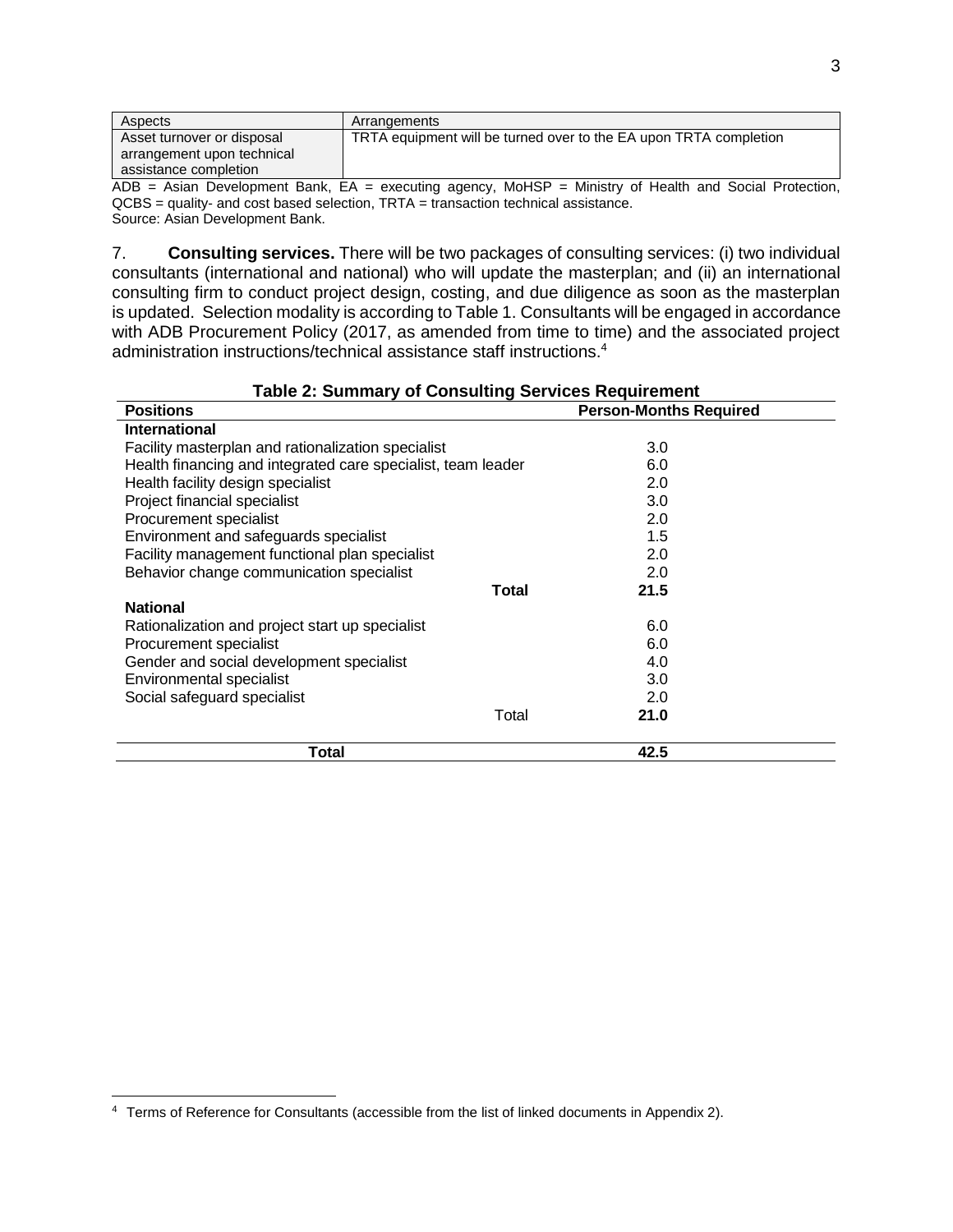| Aspects | Arrangements |
| --- | --- |
| Asset turnover or disposal arrangement upon technical assistance completion | TRTA equipment will be turned over to the EA upon TRTA completion |

ADB = Asian Development Bank, EA = executing agency, MoHSP = Ministry of Health and Social Protection, QCBS = quality- and cost based selection, TRTA = transaction technical assistance.
Source: Asian Development Bank.

7. **Consulting services.** There will be two packages of consulting services: (i) two individual consultants (international and national) who will update the masterplan; and (ii) an international consulting firm to conduct project design, costing, and due diligence as soon as the masterplan is updated. Selection modality is according to Table 1. Consultants will be engaged in accordance with ADB Procurement Policy (2017, as amended from time to time) and the associated project administration instructions/technical assistance staff instructions.[4]

**Table 2: Summary of Consulting Services Requirement**

| Positions | Person-Months Required |
| --- | --- |
| **International** | |
| Facility masterplan and rationalization specialist | 3.0 |
| Health financing and integrated care specialist, team leader | 6.0 |
| Health facility design specialist | 2.0 |
| Project financial specialist | 3.0 |
| Procurement specialist | 2.0 |
| Environment and safeguards specialist | 1.5 |
| Facility management functional plan specialist | 2.0 |
| Behavior change communication specialist | 2.0 |
| **Total** | **21.5** |
| **National** | |
| Rationalization and project start up specialist | 6.0 |
| Procurement specialist | 6.0 |
| Gender and social development specialist | 4.0 |
| Environmental specialist | 3.0 |
| Social safeguard specialist | 2.0 |
| Total | **21.0** |
| **Total** | **42.5** |

[4] Terms of Reference for Consultants (accessible from the list of linked documents in Appendix 2).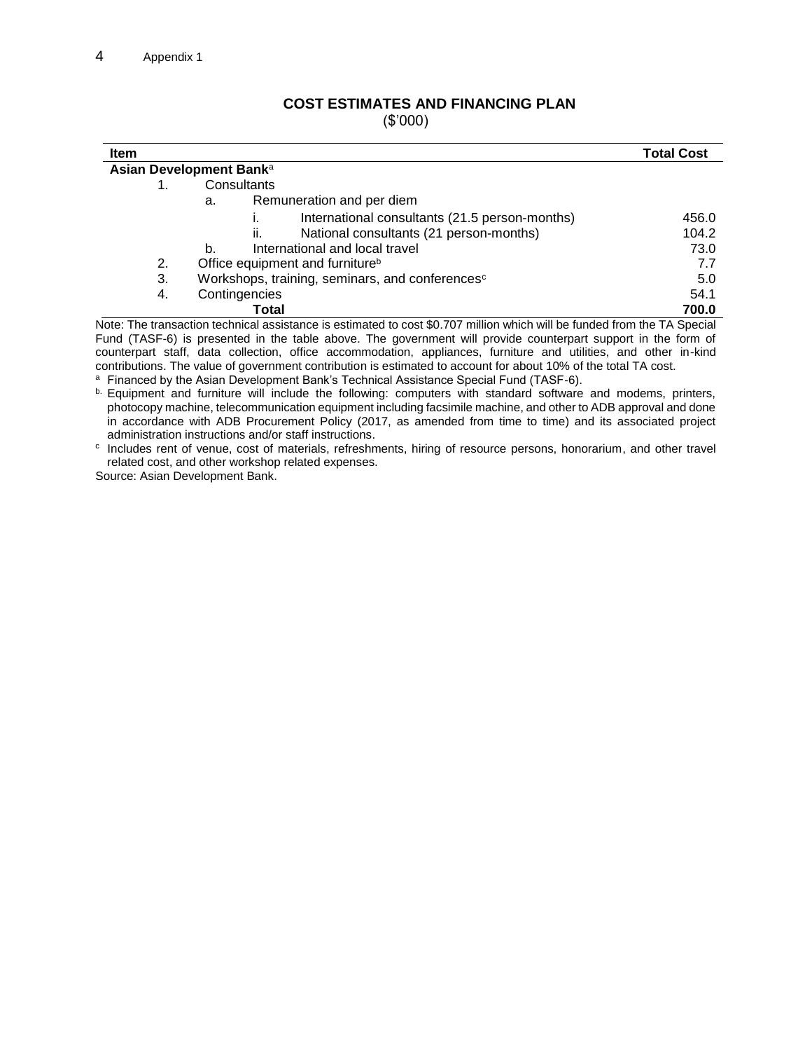## COST ESTIMATES AND FINANCING PLAN

($'000)

| Item | Total Cost |
|---|---|
| **Asian Development Bank**[a] | |
| 1. Consultants | |
| a. Remuneration and per diem | |
| i. International consultants (21.5 person-months) | 456.0 |
| ii. National consultants (21 person-months) | 104.2 |
| b. International and local travel | 73.0 |
| 2. Office equipment and furniture[b] | 7.7 |
| 3. Workshops, training, seminars, and conferences[c] | 5.0 |
| 4. Contingencies | 54.1 |
| **Total** | **700.0** |

Note: The transaction technical assistance is estimated to cost $0.707 million which will be funded from the TA Special Fund (TASF-6) is presented in the table above. The government will provide counterpart support in the form of counterpart staff, data collection, office accommodation, appliances, furniture and utilities, and other in-kind contributions. The value of government contribution is estimated to account for about 10% of the total TA cost.

[a] Financed by the Asian Development Bank's Technical Assistance Special Fund (TASF-6).

[b] Equipment and furniture will include the following: computers with standard software and modems, printers, photocopy machine, telecommunication equipment including facsimile machine, and other to ADB approval and done in accordance with ADB Procurement Policy (2017, as amended from time to time) and its associated project administration instructions and/or staff instructions.

[c] Includes rent of venue, cost of materials, refreshments, hiring of resource persons, honorarium, and other travel related cost, and other workshop related expenses.

Source: Asian Development Bank.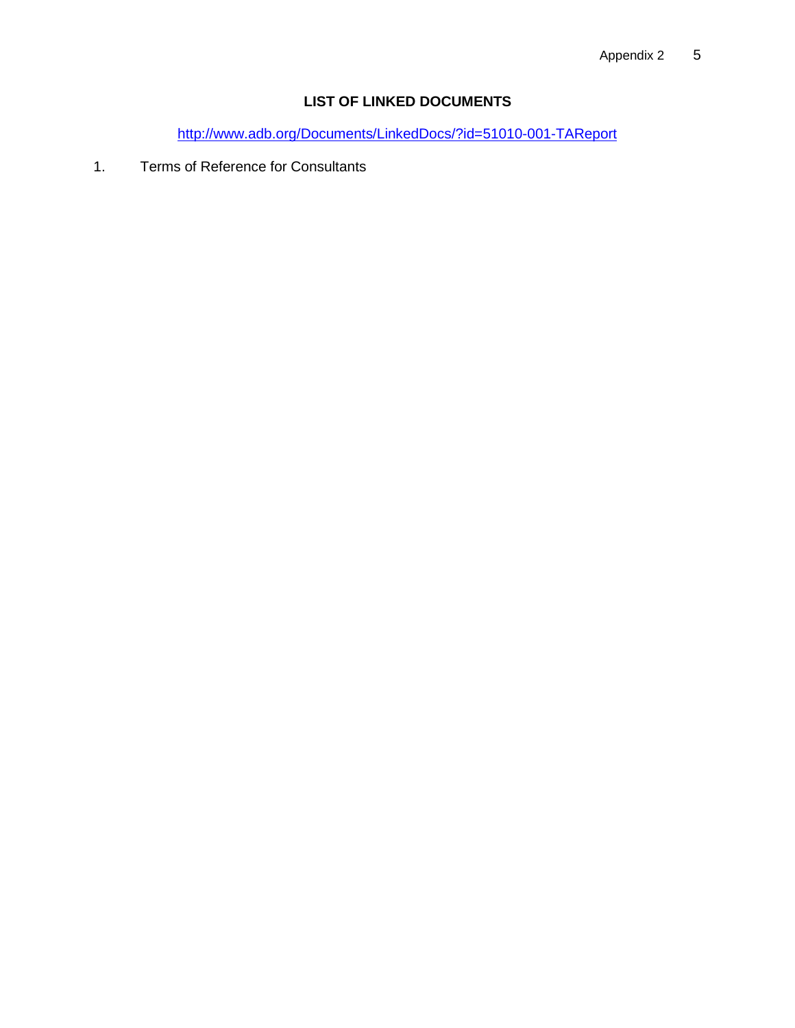## LIST OF LINKED DOCUMENTS

http://www.adb.org/Documents/LinkedDocs/?id=51010-001-TAReport

1. Terms of Reference for Consultants